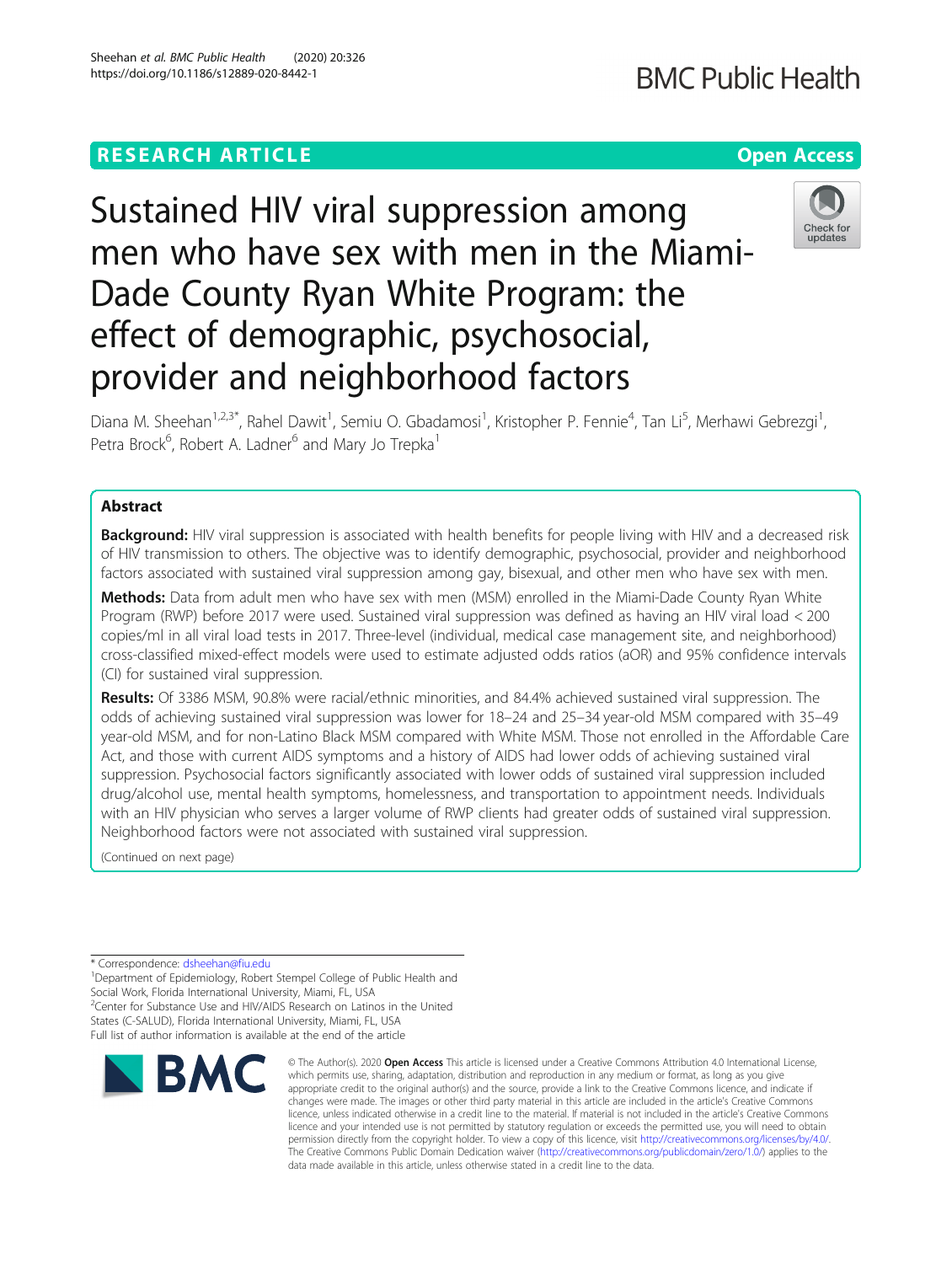RESEARCH ARTICLE

Open Access

# Sustained HIV viral suppression among men who have sex with men in the Miami-Dade County Ryan White Program: the effect of demographic, psychosocial, provider and neighborhood factors

Diana M. Sheehan[1,2,3*], Rahel Dawit[1], Semiu O. Gbadamosi[1], Kristopher P. Fennie[4], Tan Li[5], Merhawi Gebrezgi[1], Petra Brock[6], Robert A. Ladner[6] and Mary Jo Trepka[1]

## Abstract

**Background:** HIV viral suppression is associated with health benefits for people living with HIV and a decreased risk of HIV transmission to others. The objective was to identify demographic, psychosocial, provider and neighborhood factors associated with sustained viral suppression among gay, bisexual, and other men who have sex with men.

**Methods:** Data from adult men who have sex with men (MSM) enrolled in the Miami-Dade County Ryan White Program (RWP) before 2017 were used. Sustained viral suppression was defined as having an HIV viral load < 200 copies/ml in all viral load tests in 2017. Three-level (individual, medical case management site, and neighborhood) cross-classified mixed-effect models were used to estimate adjusted odds ratios (aOR) and 95% confidence intervals (CI) for sustained viral suppression.

**Results:** Of 3386 MSM, 90.8% were racial/ethnic minorities, and 84.4% achieved sustained viral suppression. The odds of achieving sustained viral suppression was lower for 18–24 and 25–34 year-old MSM compared with 35–49 year-old MSM, and for non-Latino Black MSM compared with White MSM. Those not enrolled in the Affordable Care Act, and those with current AIDS symptoms and a history of AIDS had lower odds of achieving sustained viral suppression. Psychosocial factors significantly associated with lower odds of sustained viral suppression included drug/alcohol use, mental health symptoms, homelessness, and transportation to appointment needs. Individuals with an HIV physician who serves a larger volume of RWP clients had greater odds of sustained viral suppression. Neighborhood factors were not associated with sustained viral suppression.

(Continued on next page)

---

* Correspondence: dsheehan@fiu.edu

[1]Department of Epidemiology, Robert Stempel College of Public Health and Social Work, Florida International University, Miami, FL, USA

[2]Center for Substance Use and HIV/AIDS Research on Latinos in the United States (C-SALUD), Florida International University, Miami, FL, USA

Full list of author information is available at the end of the article

© The Author(s). 2020 **Open Access** This article is licensed under a Creative Commons Attribution 4.0 International License, which permits use, sharing, adaptation, distribution and reproduction in any medium or format, as long as you give appropriate credit to the original author(s) and the source, provide a link to the Creative Commons licence, and indicate if changes were made. The images or other third party material in this article are included in the article's Creative Commons licence, unless indicated otherwise in a credit line to the material. If material is not included in the article's Creative Commons licence and your intended use is not permitted by statutory regulation or exceeds the permitted use, you will need to obtain permission directly from the copyright holder. To view a copy of this licence, visit http://creativecommons.org/licenses/by/4.0/. The Creative Commons Public Domain Dedication waiver (http://creativecommons.org/publicdomain/zero/1.0/) applies to the data made available in this article, unless otherwise stated in a credit line to the data.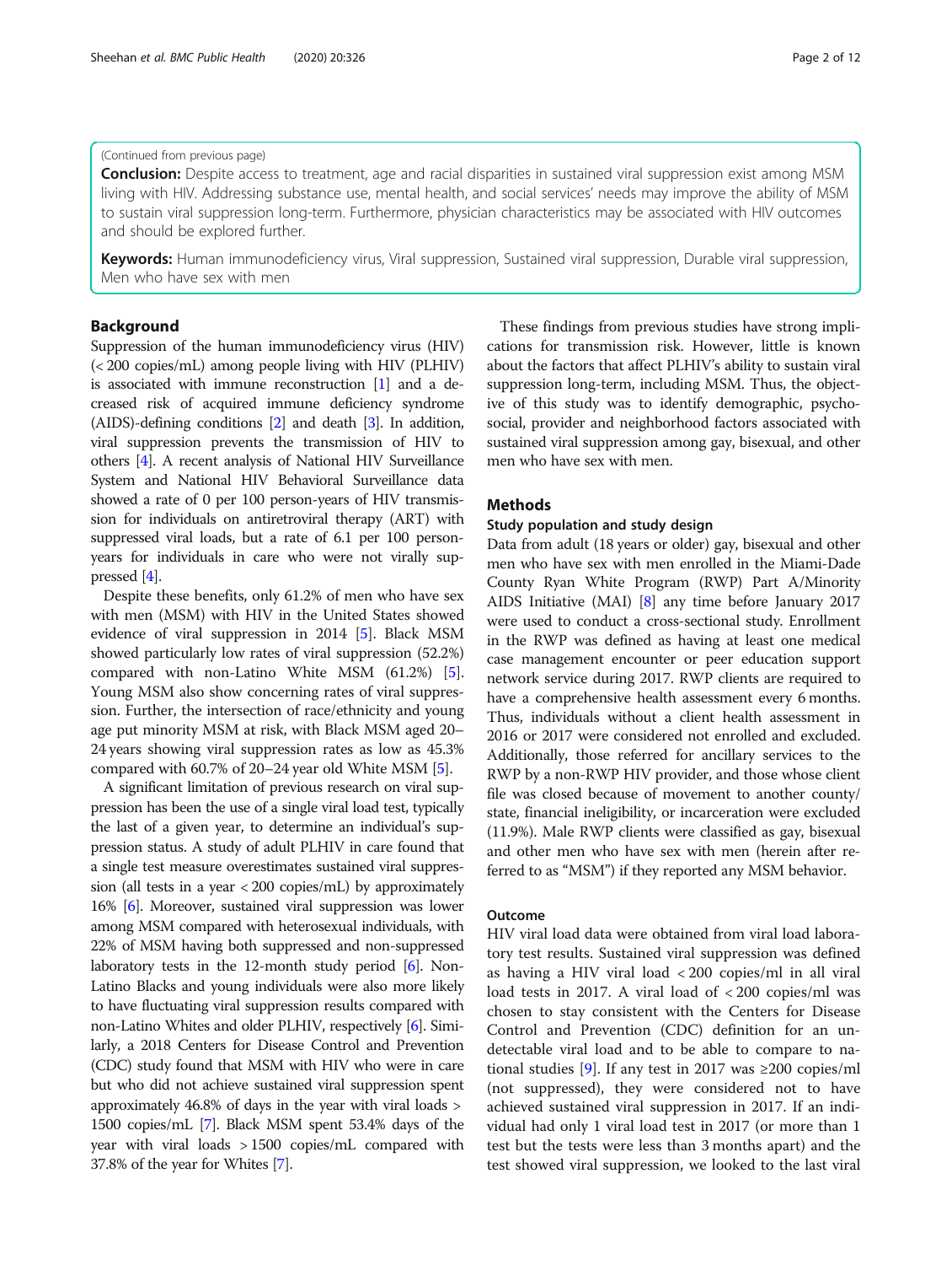(Continued from previous page)

**Conclusion:** Despite access to treatment, age and racial disparities in sustained viral suppression exist among MSM living with HIV. Addressing substance use, mental health, and social services' needs may improve the ability of MSM to sustain viral suppression long-term. Furthermore, physician characteristics may be associated with HIV outcomes and should be explored further.

**Keywords:** Human immunodeficiency virus, Viral suppression, Sustained viral suppression, Durable viral suppression, Men who have sex with men

## Background

Suppression of the human immunodeficiency virus (HIV) (< 200 copies/mL) among people living with HIV (PLHIV) is associated with immune reconstruction [1] and a decreased risk of acquired immune deficiency syndrome (AIDS)-defining conditions [2] and death [3]. In addition, viral suppression prevents the transmission of HIV to others [4]. A recent analysis of National HIV Surveillance System and National HIV Behavioral Surveillance data showed a rate of 0 per 100 person-years of HIV transmission for individuals on antiretroviral therapy (ART) with suppressed viral loads, but a rate of 6.1 per 100 person-years for individuals in care who were not virally suppressed [4].

Despite these benefits, only 61.2% of men who have sex with men (MSM) with HIV in the United States showed evidence of viral suppression in 2014 [5]. Black MSM showed particularly low rates of viral suppression (52.2%) compared with non-Latino White MSM (61.2%) [5]. Young MSM also show concerning rates of viral suppression. Further, the intersection of race/ethnicity and young age put minority MSM at risk, with Black MSM aged 20–24 years showing viral suppression rates as low as 45.3% compared with 60.7% of 20–24 year old White MSM [5].

A significant limitation of previous research on viral suppression has been the use of a single viral load test, typically the last of a given year, to determine an individual's suppression status. A study of adult PLHIV in care found that a single test measure overestimates sustained viral suppression (all tests in a year < 200 copies/mL) by approximately 16% [6]. Moreover, sustained viral suppression was lower among MSM compared with heterosexual individuals, with 22% of MSM having both suppressed and non-suppressed laboratory tests in the 12-month study period [6]. Non-Latino Blacks and young individuals were also more likely to have fluctuating viral suppression results compared with non-Latino Whites and older PLHIV, respectively [6]. Similarly, a 2018 Centers for Disease Control and Prevention (CDC) study found that MSM with HIV who were in care but who did not achieve sustained viral suppression spent approximately 46.8% of days in the year with viral loads > 1500 copies/mL [7]. Black MSM spent 53.4% days of the year with viral loads > 1500 copies/mL compared with 37.8% of the year for Whites [7].

These findings from previous studies have strong implications for transmission risk. However, little is known about the factors that affect PLHIV's ability to sustain viral suppression long-term, including MSM. Thus, the objective of this study was to identify demographic, psychosocial, provider and neighborhood factors associated with sustained viral suppression among gay, bisexual, and other men who have sex with men.

## Methods

### Study population and study design

Data from adult (18 years or older) gay, bisexual and other men who have sex with men enrolled in the Miami-Dade County Ryan White Program (RWP) Part A/Minority AIDS Initiative (MAI) [8] any time before January 2017 were used to conduct a cross-sectional study. Enrollment in the RWP was defined as having at least one medical case management encounter or peer education support network service during 2017. RWP clients are required to have a comprehensive health assessment every 6 months. Thus, individuals without a client health assessment in 2016 or 2017 were considered not enrolled and excluded. Additionally, those referred for ancillary services to the RWP by a non-RWP HIV provider, and those whose client file was closed because of movement to another county/state, financial ineligibility, or incarceration were excluded (11.9%). Male RWP clients were classified as gay, bisexual and other men who have sex with men (herein after referred to as "MSM") if they reported any MSM behavior.

### Outcome

HIV viral load data were obtained from viral load laboratory test results. Sustained viral suppression was defined as having a HIV viral load < 200 copies/ml in all viral load tests in 2017. A viral load of < 200 copies/ml was chosen to stay consistent with the Centers for Disease Control and Prevention (CDC) definition for an undetectable viral load and to be able to compare to national studies [9]. If any test in 2017 was ≥200 copies/ml (not suppressed), they were considered not to have achieved sustained viral suppression in 2017. If an individual had only 1 viral load test in 2017 (or more than 1 test but the tests were less than 3 months apart) and the test showed viral suppression, we looked to the last viral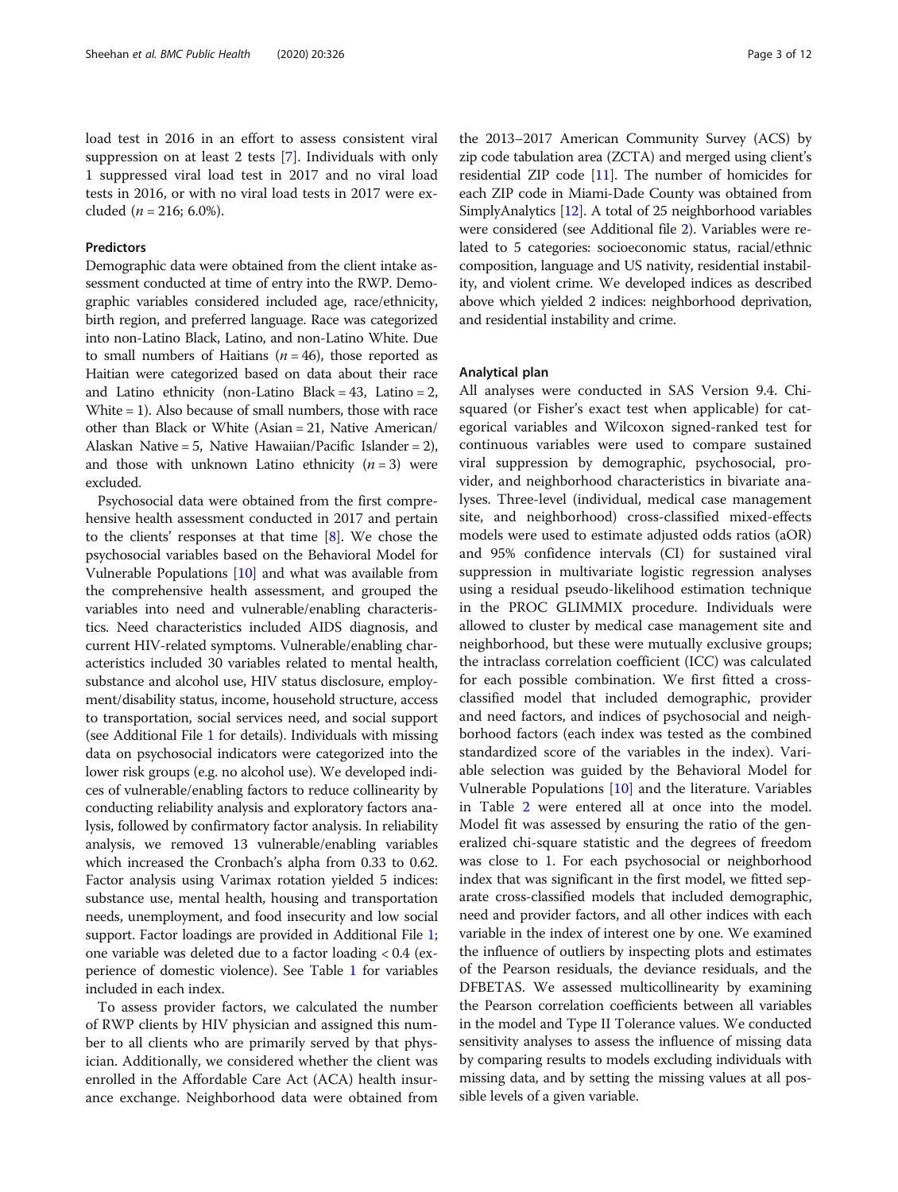load test in 2016 in an effort to assess consistent viral suppression on at least 2 tests [7]. Individuals with only 1 suppressed viral load test in 2017 and no viral load tests in 2016, or with no viral load tests in 2017 were excluded ($n = 216$; 6.0%).

### Predictors

Demographic data were obtained from the client intake assessment conducted at time of entry into the RWP. Demographic variables considered included age, race/ethnicity, birth region, and preferred language. Race was categorized into non-Latino Black, Latino, and non-Latino White. Due to small numbers of Haitians ($n = 46$), those reported as Haitian were categorized based on data about their race and Latino ethnicity (non-Latino Black = 43, Latino = 2, White = 1). Also because of small numbers, those with race other than Black or White (Asian = 21, Native American/Alaskan Native = 5, Native Hawaiian/Pacific Islander = 2), and those with unknown Latino ethnicity ($n = 3$) were excluded.

Psychosocial data were obtained from the first comprehensive health assessment conducted in 2017 and pertain to the clients' responses at that time [8]. We chose the psychosocial variables based on the Behavioral Model for Vulnerable Populations [10] and what was available from the comprehensive health assessment, and grouped the variables into need and vulnerable/enabling characteristics. Need characteristics included AIDS diagnosis, and current HIV-related symptoms. Vulnerable/enabling characteristics included 30 variables related to mental health, substance and alcohol use, HIV status disclosure, employment/disability status, income, household structure, access to transportation, social services need, and social support (see Additional File 1 for details). Individuals with missing data on psychosocial indicators were categorized into the lower risk groups (e.g. no alcohol use). We developed indices of vulnerable/enabling factors to reduce collinearity by conducting reliability analysis and exploratory factors analysis, followed by confirmatory factor analysis. In reliability analysis, we removed 13 vulnerable/enabling variables which increased the Cronbach's alpha from 0.33 to 0.62. Factor analysis using Varimax rotation yielded 5 indices: substance use, mental health, housing and transportation needs, unemployment, and food insecurity and low social support. Factor loadings are provided in Additional File 1; one variable was deleted due to a factor loading < 0.4 (experience of domestic violence). See Table 1 for variables included in each index.

To assess provider factors, we calculated the number of RWP clients by HIV physician and assigned this number to all clients who are primarily served by that physician. Additionally, we considered whether the client was enrolled in the Affordable Care Act (ACA) health insurance exchange. Neighborhood data were obtained from the 2013–2017 American Community Survey (ACS) by zip code tabulation area (ZCTA) and merged using client's residential ZIP code [11]. The number of homicides for each ZIP code in Miami-Dade County was obtained from SimplyAnalytics [12]. A total of 25 neighborhood variables were considered (see Additional file 2). Variables were related to 5 categories: socioeconomic status, racial/ethnic composition, language and US nativity, residential instability, and violent crime. We developed indices as described above which yielded 2 indices: neighborhood deprivation, and residential instability and crime.

### Analytical plan

All analyses were conducted in SAS Version 9.4. Chi-squared (or Fisher's exact test when applicable) for categorical variables and Wilcoxon signed-ranked test for continuous variables were used to compare sustained viral suppression by demographic, psychosocial, provider, and neighborhood characteristics in bivariate analyses. Three-level (individual, medical case management site, and neighborhood) cross-classified mixed-effects models were used to estimate adjusted odds ratios (aOR) and 95% confidence intervals (CI) for sustained viral suppression in multivariate logistic regression analyses using a residual pseudo-likelihood estimation technique in the PROC GLIMMIX procedure. Individuals were allowed to cluster by medical case management site and neighborhood, but these were mutually exclusive groups; the intraclass correlation coefficient (ICC) was calculated for each possible combination. We first fitted a cross-classified model that included demographic, provider and need factors, and indices of psychosocial and neighborhood factors (each index was tested as the combined standardized score of the variables in the index). Variable selection was guided by the Behavioral Model for Vulnerable Populations [10] and the literature. Variables in Table 2 were entered all at once into the model. Model fit was assessed by ensuring the ratio of the generalized chi-square statistic and the degrees of freedom was close to 1. For each psychosocial or neighborhood index that was significant in the first model, we fitted separate cross-classified models that included demographic, need and provider factors, and all other indices with each variable in the index of interest one by one. We examined the influence of outliers by inspecting plots and estimates of the Pearson residuals, the deviance residuals, and the DFBETAS. We assessed multicollinearity by examining the Pearson correlation coefficients between all variables in the model and Type II Tolerance values. We conducted sensitivity analyses to assess the influence of missing data by comparing results to models excluding individuals with missing data, and by setting the missing values at all possible levels of a given variable.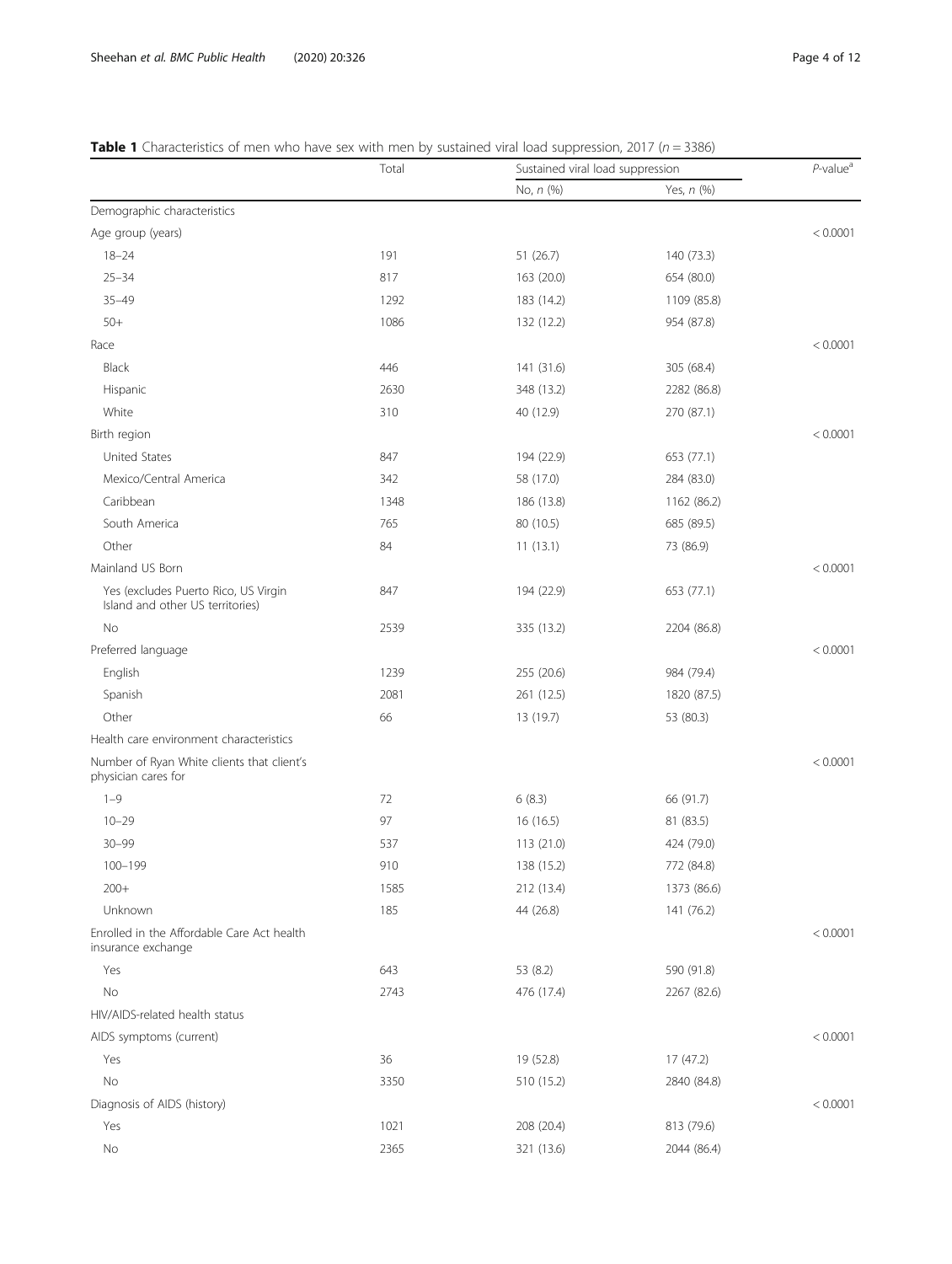**Table 1** Characteristics of men who have sex with men by sustained viral load suppression, 2017 ($n = 3386$)

| | Total | Sustained viral load suppression | | *P*-value[a] |
|---|---|---|---|---|
| | | No, *n* (%) | Yes, *n* (%) | |
| Demographic characteristics | | | | |
| Age group (years) | | | | < 0.0001 |
| 18–24 | 191 | 51 (26.7) | 140 (73.3) | |
| 25–34 | 817 | 163 (20.0) | 654 (80.0) | |
| 35–49 | 1292 | 183 (14.2) | 1109 (85.8) | |
| 50+ | 1086 | 132 (12.2) | 954 (87.8) | |
| Race | | | | < 0.0001 |
| Black | 446 | 141 (31.6) | 305 (68.4) | |
| Hispanic | 2630 | 348 (13.2) | 2282 (86.8) | |
| White | 310 | 40 (12.9) | 270 (87.1) | |
| Birth region | | | | < 0.0001 |
| United States | 847 | 194 (22.9) | 653 (77.1) | |
| Mexico/Central America | 342 | 58 (17.0) | 284 (83.0) | |
| Caribbean | 1348 | 186 (13.8) | 1162 (86.2) | |
| South America | 765 | 80 (10.5) | 685 (89.5) | |
| Other | 84 | 11 (13.1) | 73 (86.9) | |
| Mainland US Born | | | | < 0.0001 |
| Yes (excludes Puerto Rico, US Virgin Island and other US territories) | 847 | 194 (22.9) | 653 (77.1) | |
| No | 2539 | 335 (13.2) | 2204 (86.8) | |
| Preferred language | | | | < 0.0001 |
| English | 1239 | 255 (20.6) | 984 (79.4) | |
| Spanish | 2081 | 261 (12.5) | 1820 (87.5) | |
| Other | 66 | 13 (19.7) | 53 (80.3) | |
| Health care environment characteristics | | | | |
| Number of Ryan White clients that client's physician cares for | | | | < 0.0001 |
| 1–9 | 72 | 6 (8.3) | 66 (91.7) | |
| 10–29 | 97 | 16 (16.5) | 81 (83.5) | |
| 30–99 | 537 | 113 (21.0) | 424 (79.0) | |
| 100–199 | 910 | 138 (15.2) | 772 (84.8) | |
| 200+ | 1585 | 212 (13.4) | 1373 (86.6) | |
| Unknown | 185 | 44 (26.8) | 141 (76.2) | |
| Enrolled in the Affordable Care Act health insurance exchange | | | | < 0.0001 |
| Yes | 643 | 53 (8.2) | 590 (91.8) | |
| No | 2743 | 476 (17.4) | 2267 (82.6) | |
| HIV/AIDS-related health status | | | | |
| AIDS symptoms (current) | | | | < 0.0001 |
| Yes | 36 | 19 (52.8) | 17 (47.2) | |
| No | 3350 | 510 (15.2) | 2840 (84.8) | |
| Diagnosis of AIDS (history) | | | | < 0.0001 |
| Yes | 1021 | 208 (20.4) | 813 (79.6) | |
| No | 2365 | 321 (13.6) | 2044 (86.4) | |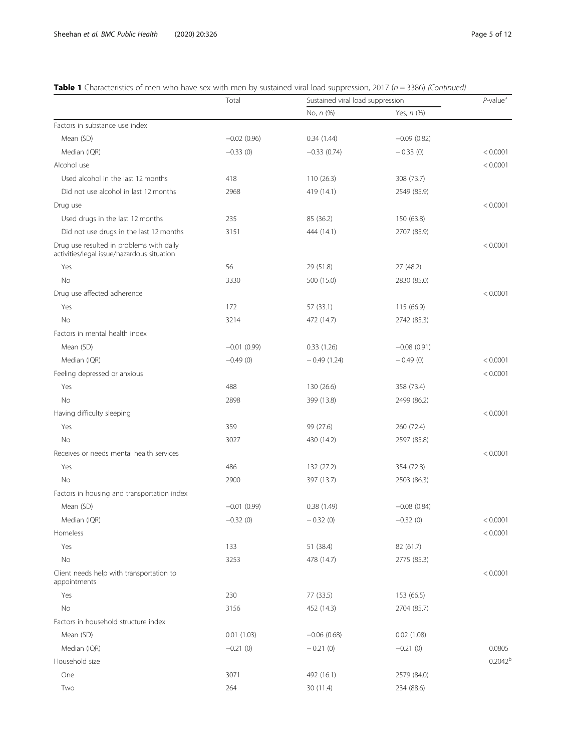**Table 1** Characteristics of men who have sex with men by sustained viral load suppression, 2017 ($n = 3386$) *(Continued)*

| | Total | Sustained viral load suppression | | *P*-value[a] |
|---|---|---|---|---|
| | | No, *n* (%) | Yes, *n* (%) | |
| Factors in substance use index | | | | |
| Mean (SD) | −0.02 (0.96) | 0.34 (1.44) | −0.09 (0.82) | |
| Median (IQR) | −0.33 (0) | −0.33 (0.74) | − 0.33 (0) | < 0.0001 |
| Alcohol use | | | | < 0.0001 |
| Used alcohol in the last 12 months | 418 | 110 (26.3) | 308 (73.7) | |
| Did not use alcohol in last 12 months | 2968 | 419 (14.1) | 2549 (85.9) | |
| Drug use | | | | < 0.0001 |
| Used drugs in the last 12 months | 235 | 85 (36.2) | 150 (63.8) | |
| Did not use drugs in the last 12 months | 3151 | 444 (14.1) | 2707 (85.9) | |
| Drug use resulted in problems with daily activities/legal issue/hazardous situation | | | | < 0.0001 |
| Yes | 56 | 29 (51.8) | 27 (48.2) | |
| No | 3330 | 500 (15.0) | 2830 (85.0) | |
| Drug use affected adherence | | | | < 0.0001 |
| Yes | 172 | 57 (33.1) | 115 (66.9) | |
| No | 3214 | 472 (14.7) | 2742 (85.3) | |
| Factors in mental health index | | | | |
| Mean (SD) | −0.01 (0.99) | 0.33 (1.26) | −0.08 (0.91) | |
| Median (IQR) | −0.49 (0) | − 0.49 (1.24) | − 0.49 (0) | < 0.0001 |
| Feeling depressed or anxious | | | | < 0.0001 |
| Yes | 488 | 130 (26.6) | 358 (73.4) | |
| No | 2898 | 399 (13.8) | 2499 (86.2) | |
| Having difficulty sleeping | | | | < 0.0001 |
| Yes | 359 | 99 (27.6) | 260 (72.4) | |
| No | 3027 | 430 (14.2) | 2597 (85.8) | |
| Receives or needs mental health services | | | | < 0.0001 |
| Yes | 486 | 132 (27.2) | 354 (72.8) | |
| No | 2900 | 397 (13.7) | 2503 (86.3) | |
| Factors in housing and transportation index | | | | |
| Mean (SD) | −0.01 (0.99) | 0.38 (1.49) | −0.08 (0.84) | |
| Median (IQR) | −0.32 (0) | − 0.32 (0) | −0.32 (0) | < 0.0001 |
| Homeless | | | | < 0.0001 |
| Yes | 133 | 51 (38.4) | 82 (61.7) | |
| No | 3253 | 478 (14.7) | 2775 (85.3) | |
| Client needs help with transportation to appointments | | | | < 0.0001 |
| Yes | 230 | 77 (33.5) | 153 (66.5) | |
| No | 3156 | 452 (14.3) | 2704 (85.7) | |
| Factors in household structure index | | | | |
| Mean (SD) | 0.01 (1.03) | −0.06 (0.68) | 0.02 (1.08) | |
| Median (IQR) | −0.21 (0) | − 0.21 (0) | −0.21 (0) | 0.0805 |
| Household size | | | | 0.2042[b] |
| One | 3071 | 492 (16.1) | 2579 (84.0) | |
| Two | 264 | 30 (11.4) | 234 (88.6) | |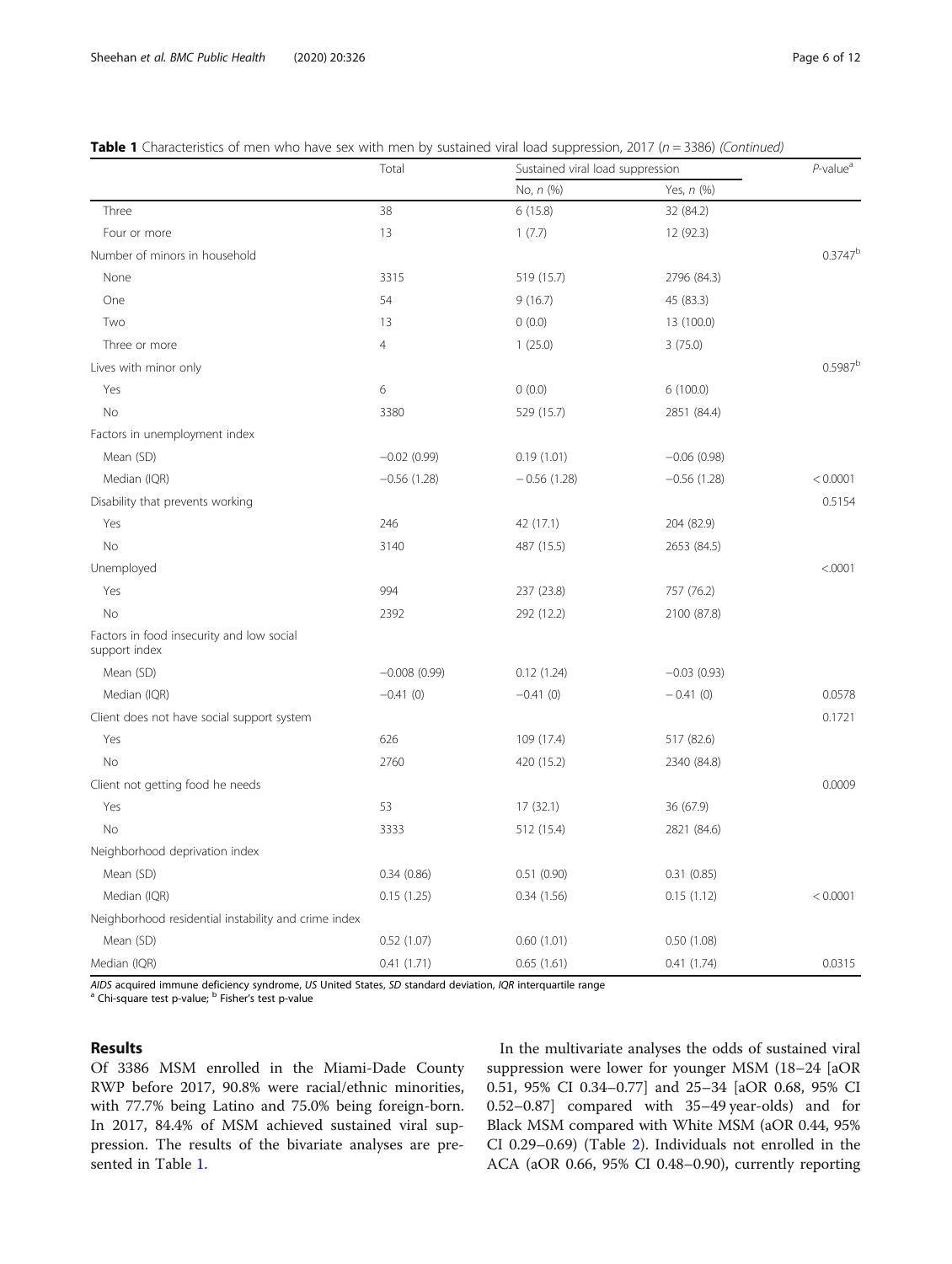**Table 1** Characteristics of men who have sex with men by sustained viral load suppression, 2017 ($n = 3386$) *(Continued)*

| | Total | Sustained viral load suppression | | P-value[a] |
|---|---|---|---|---|
| | | No, *n* (%) | Yes, *n* (%) | |
| Three | 38 | 6 (15.8) | 32 (84.2) | |
| Four or more | 13 | 1 (7.7) | 12 (92.3) | |
| Number of minors in household | | | | 0.3747[b] |
| None | 3315 | 519 (15.7) | 2796 (84.3) | |
| One | 54 | 9 (16.7) | 45 (83.3) | |
| Two | 13 | 0 (0.0) | 13 (100.0) | |
| Three or more | 4 | 1 (25.0) | 3 (75.0) | |
| Lives with minor only | | | | 0.5987[b] |
| Yes | 6 | 0 (0.0) | 6 (100.0) | |
| No | 3380 | 529 (15.7) | 2851 (84.4) | |
| Factors in unemployment index | | | | |
| Mean (SD) | −0.02 (0.99) | 0.19 (1.01) | −0.06 (0.98) | |
| Median (IQR) | −0.56 (1.28) | −0.56 (1.28) | −0.56 (1.28) | < 0.0001 |
| Disability that prevents working | | | | 0.5154 |
| Yes | 246 | 42 (17.1) | 204 (82.9) | |
| No | 3140 | 487 (15.5) | 2653 (84.5) | |
| Unemployed | | | | <.0001 |
| Yes | 994 | 237 (23.8) | 757 (76.2) | |
| No | 2392 | 292 (12.2) | 2100 (87.8) | |
| Factors in food insecurity and low social support index | | | | |
| Mean (SD) | −0.008 (0.99) | 0.12 (1.24) | −0.03 (0.93) | |
| Median (IQR) | −0.41 (0) | −0.41 (0) | −0.41 (0) | 0.0578 |
| Client does not have social support system | | | | 0.1721 |
| Yes | 626 | 109 (17.4) | 517 (82.6) | |
| No | 2760 | 420 (15.2) | 2340 (84.8) | |
| Client not getting food he needs | | | | 0.0009 |
| Yes | 53 | 17 (32.1) | 36 (67.9) | |
| No | 3333 | 512 (15.4) | 2821 (84.6) | |
| Neighborhood deprivation index | | | | |
| Mean (SD) | 0.34 (0.86) | 0.51 (0.90) | 0.31 (0.85) | |
| Median (IQR) | 0.15 (1.25) | 0.34 (1.56) | 0.15 (1.12) | < 0.0001 |
| Neighborhood residential instability and crime index | | | | |
| Mean (SD) | 0.52 (1.07) | 0.60 (1.01) | 0.50 (1.08) | |
| Median (IQR) | 0.41 (1.71) | 0.65 (1.61) | 0.41 (1.74) | 0.0315 |

*AIDS* acquired immune deficiency syndrome, *US* United States, *SD* standard deviation, *IQR* interquartile range
[a] Chi-square test p-value; [b] Fisher's test p-value

## Results

Of 3386 MSM enrolled in the Miami-Dade County RWP before 2017, 90.8% were racial/ethnic minorities, with 77.7% being Latino and 75.0% being foreign-born. In 2017, 84.4% of MSM achieved sustained viral suppression. The results of the bivariate analyses are presented in Table 1.

In the multivariate analyses the odds of sustained viral suppression were lower for younger MSM (18–24 [aOR 0.51, 95% CI 0.34–0.77] and 25–34 [aOR 0.68, 95% CI 0.52–0.87] compared with 35–49 year-olds) and for Black MSM compared with White MSM (aOR 0.44, 95% CI 0.29–0.69) (Table 2). Individuals not enrolled in the ACA (aOR 0.66, 95% CI 0.48–0.90), currently reporting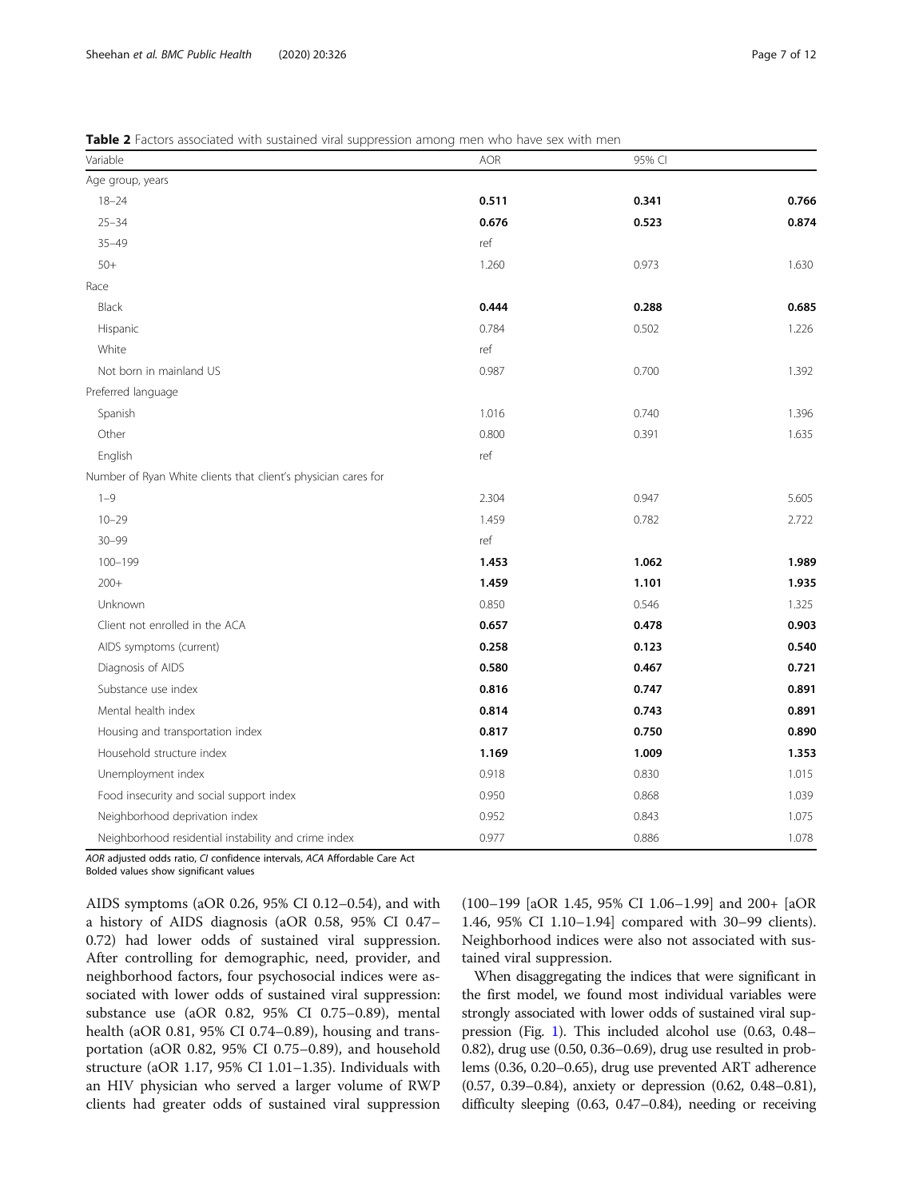**Table 2** Factors associated with sustained viral suppression among men who have sex with men

| Variable | AOR | 95% CI | |
|---|---|---|---|
| Age group, years | | | |
| 18–24 | **0.511** | **0.341** | **0.766** |
| 25–34 | **0.676** | **0.523** | **0.874** |
| 35–49 | ref | | |
| 50+ | 1.260 | 0.973 | 1.630 |
| Race | | | |
| Black | **0.444** | **0.288** | **0.685** |
| Hispanic | 0.784 | 0.502 | 1.226 |
| White | ref | | |
| Not born in mainland US | 0.987 | 0.700 | 1.392 |
| Preferred language | | | |
| Spanish | 1.016 | 0.740 | 1.396 |
| Other | 0.800 | 0.391 | 1.635 |
| English | ref | | |
| Number of Ryan White clients that client's physician cares for | | | |
| 1–9 | 2.304 | 0.947 | 5.605 |
| 10–29 | 1.459 | 0.782 | 2.722 |
| 30–99 | ref | | |
| 100–199 | **1.453** | **1.062** | **1.989** |
| 200+ | **1.459** | **1.101** | **1.935** |
| Unknown | 0.850 | 0.546 | 1.325 |
| Client not enrolled in the ACA | **0.657** | **0.478** | **0.903** |
| AIDS symptoms (current) | **0.258** | **0.123** | **0.540** |
| Diagnosis of AIDS | **0.580** | **0.467** | **0.721** |
| Substance use index | **0.816** | **0.747** | **0.891** |
| Mental health index | **0.814** | **0.743** | **0.891** |
| Housing and transportation index | **0.817** | **0.750** | **0.890** |
| Household structure index | **1.169** | **1.009** | **1.353** |
| Unemployment index | 0.918 | 0.830 | 1.015 |
| Food insecurity and social support index | 0.950 | 0.868 | 1.039 |
| Neighborhood deprivation index | 0.952 | 0.843 | 1.075 |
| Neighborhood residential instability and crime index | 0.977 | 0.886 | 1.078 |

*AOR* adjusted odds ratio, *CI* confidence intervals, *ACA* Affordable Care Act
Bolded values show significant values

AIDS symptoms (aOR 0.26, 95% CI 0.12–0.54), and with a history of AIDS diagnosis (aOR 0.58, 95% CI 0.47–0.72) had lower odds of sustained viral suppression. After controlling for demographic, need, provider, and neighborhood factors, four psychosocial indices were associated with lower odds of sustained viral suppression: substance use (aOR 0.82, 95% CI 0.75–0.89), mental health (aOR 0.81, 95% CI 0.74–0.89), housing and transportation (aOR 0.82, 95% CI 0.75–0.89), and household structure (aOR 1.17, 95% CI 1.01–1.35). Individuals with an HIV physician who served a larger volume of RWP clients had greater odds of sustained viral suppression (100–199 [aOR 1.45, 95% CI 1.06–1.99] and 200+ [aOR 1.46, 95% CI 1.10–1.94] compared with 30–99 clients). Neighborhood indices were also not associated with sustained viral suppression.

When disaggregating the indices that were significant in the first model, we found most individual variables were strongly associated with lower odds of sustained viral suppression (Fig. 1). This included alcohol use (0.63, 0.48–0.82), drug use (0.50, 0.36–0.69), drug use resulted in problems (0.36, 0.20–0.65), drug use prevented ART adherence (0.57, 0.39–0.84), anxiety or depression (0.62, 0.48–0.81), difficulty sleeping (0.63, 0.47–0.84), needing or receiving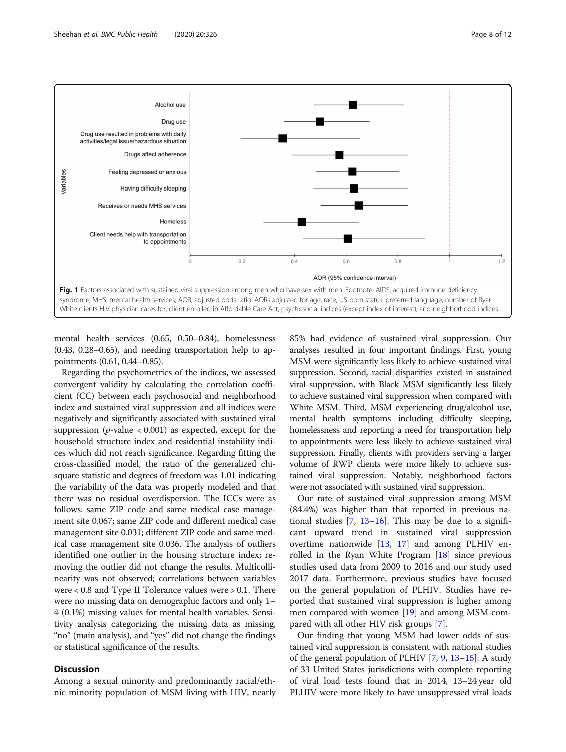**Fig. 1** Factors associated with sustained viral suppression among men who have sex with men. Footnote: AIDS, acquired immune deficiency syndrome; MHS, mental health services; AOR, adjusted odds ratio. AORs adjusted for age, race, US born status, preferred language, number of Ryan White clients HIV physician cares for, client enrolled in Affordable Care Act, psychosocial indices (except index of interest), and neighborhood indices

mental health services (0.65, 0.50–0.84), homelessness (0.43, 0.28–0.65), and needing transportation help to appointments (0.61, 0.44–0.85).

Regarding the psychometrics of the indices, we assessed convergent validity by calculating the correlation coefficient (CC) between each psychosocial and neighborhood index and sustained viral suppression and all indices were negatively and significantly associated with sustained viral suppression (*p*-value $< 0.001$) as expected, except for the household structure index and residential instability indices which did not reach significance. Regarding fitting the cross-classified model, the ratio of the generalized chi-square statistic and degrees of freedom was 1.01 indicating the variability of the data was properly modeled and that there was no residual overdispersion. The ICCs were as follows: same ZIP code and same medical case management site 0.067; same ZIP code and different medical case management site 0.031; different ZIP code and same medical case management site 0.036. The analysis of outliers identified one outlier in the housing structure index; removing the outlier did not change the results. Multicollinearity was not observed; correlations between variables were < 0.8 and Type II Tolerance values were > 0.1. There were no missing data on demographic factors and only 1–4 (0.1%) missing values for mental health variables. Sensitivity analysis categorizing the missing data as missing, "no" (main analysis), and "yes" did not change the findings or statistical significance of the results.

## Discussion

Among a sexual minority and predominantly racial/ethnic minority population of MSM living with HIV, nearly 85% had evidence of sustained viral suppression. Our analyses resulted in four important findings. First, young MSM were significantly less likely to achieve sustained viral suppression. Second, racial disparities existed in sustained viral suppression, with Black MSM significantly less likely to achieve sustained viral suppression when compared with White MSM. Third, MSM experiencing drug/alcohol use, mental health symptoms including difficulty sleeping, homelessness and reporting a need for transportation help to appointments were less likely to achieve sustained viral suppression. Finally, clients with providers serving a larger volume of RWP clients were more likely to achieve sustained viral suppression. Notably, neighborhood factors were not associated with sustained viral suppression.

Our rate of sustained viral suppression among MSM (84.4%) was higher than that reported in previous national studies [7, 13–16]. This may be due to a significant upward trend in sustained viral suppression overtime nationwide [13, 17] and among PLHIV enrolled in the Ryan White Program [18] since previous studies used data from 2009 to 2016 and our study used 2017 data. Furthermore, previous studies have focused on the general population of PLHIV. Studies have reported that sustained viral suppression is higher among men compared with women [19] and among MSM compared with all other HIV risk groups [7].

Our finding that young MSM had lower odds of sustained viral suppression is consistent with national studies of the general population of PLHIV [7, 9, 13–15]. A study of 33 United States jurisdictions with complete reporting of viral load tests found that in 2014, 13–24 year old PLHIV were more likely to have unsuppressed viral loads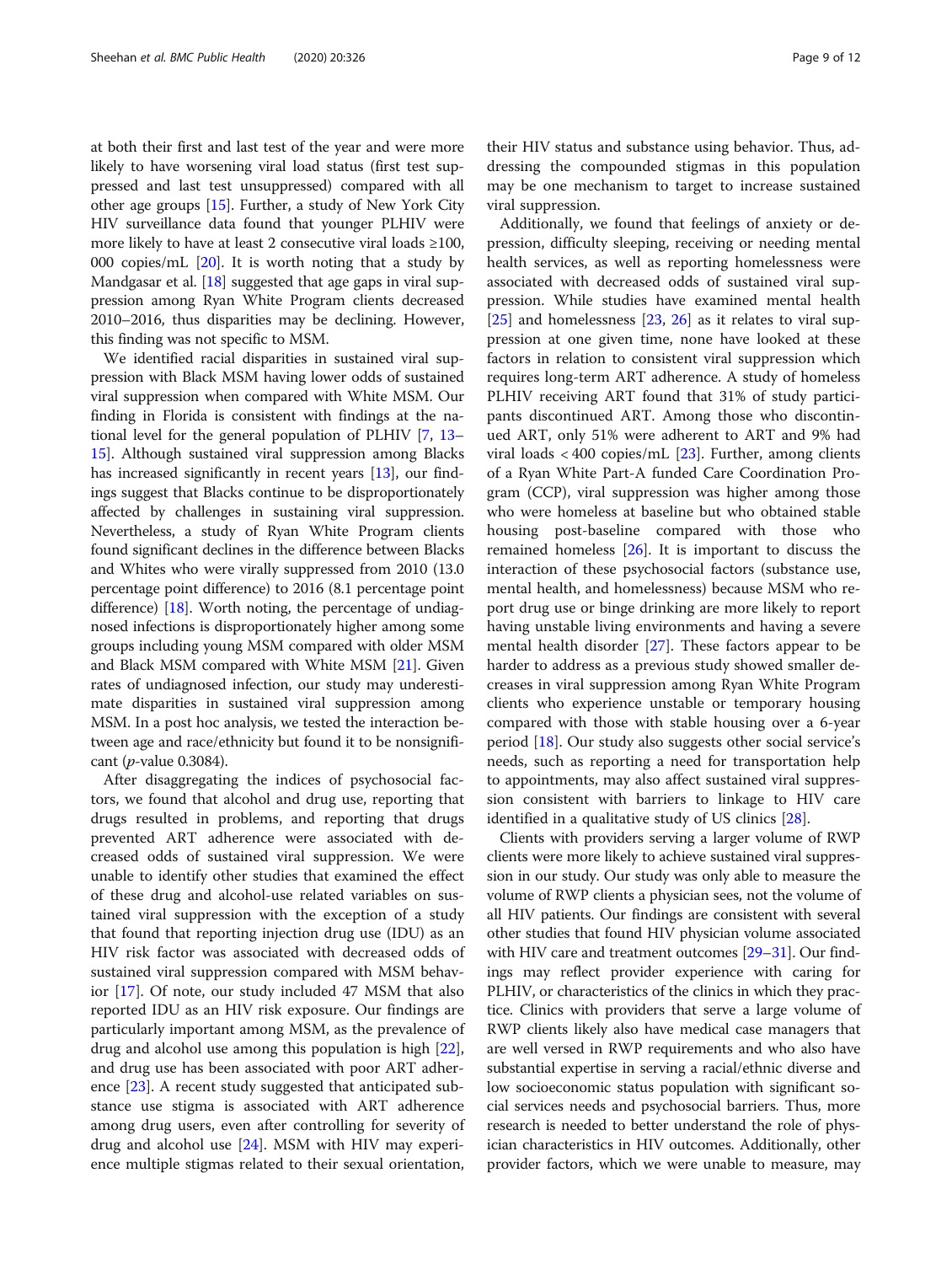at both their first and last test of the year and were more likely to have worsening viral load status (first test suppressed and last test unsuppressed) compared with all other age groups [15]. Further, a study of New York City HIV surveillance data found that younger PLHIV were more likely to have at least 2 consecutive viral loads ≥100, 000 copies/mL [20]. It is worth noting that a study by Mandgasar et al. [18] suggested that age gaps in viral suppression among Ryan White Program clients decreased 2010–2016, thus disparities may be declining. However, this finding was not specific to MSM.

We identified racial disparities in sustained viral suppression with Black MSM having lower odds of sustained viral suppression when compared with White MSM. Our finding in Florida is consistent with findings at the national level for the general population of PLHIV [7, 13–15]. Although sustained viral suppression among Blacks has increased significantly in recent years [13], our findings suggest that Blacks continue to be disproportionately affected by challenges in sustaining viral suppression. Nevertheless, a study of Ryan White Program clients found significant declines in the difference between Blacks and Whites who were virally suppressed from 2010 (13.0 percentage point difference) to 2016 (8.1 percentage point difference) [18]. Worth noting, the percentage of undiagnosed infections is disproportionately higher among some groups including young MSM compared with older MSM and Black MSM compared with White MSM [21]. Given rates of undiagnosed infection, our study may underestimate disparities in sustained viral suppression among MSM. In a post hoc analysis, we tested the interaction between age and race/ethnicity but found it to be nonsignificant (*p*-value 0.3084).

After disaggregating the indices of psychosocial factors, we found that alcohol and drug use, reporting that drugs resulted in problems, and reporting that drugs prevented ART adherence were associated with decreased odds of sustained viral suppression. We were unable to identify other studies that examined the effect of these drug and alcohol-use related variables on sustained viral suppression with the exception of a study that found that reporting injection drug use (IDU) as an HIV risk factor was associated with decreased odds of sustained viral suppression compared with MSM behavior [17]. Of note, our study included 47 MSM that also reported IDU as an HIV risk exposure. Our findings are particularly important among MSM, as the prevalence of drug and alcohol use among this population is high [22], and drug use has been associated with poor ART adherence [23]. A recent study suggested that anticipated substance use stigma is associated with ART adherence among drug users, even after controlling for severity of drug and alcohol use [24]. MSM with HIV may experience multiple stigmas related to their sexual orientation, their HIV status and substance using behavior. Thus, addressing the compounded stigmas in this population may be one mechanism to target to increase sustained viral suppression.

Additionally, we found that feelings of anxiety or depression, difficulty sleeping, receiving or needing mental health services, as well as reporting homelessness were associated with decreased odds of sustained viral suppression. While studies have examined mental health [25] and homelessness [23, 26] as it relates to viral suppression at one given time, none have looked at these factors in relation to consistent viral suppression which requires long-term ART adherence. A study of homeless PLHIV receiving ART found that 31% of study participants discontinued ART. Among those who discontinued ART, only 51% were adherent to ART and 9% had viral loads < 400 copies/mL [23]. Further, among clients of a Ryan White Part-A funded Care Coordination Program (CCP), viral suppression was higher among those who were homeless at baseline but who obtained stable housing post-baseline compared with those who remained homeless [26]. It is important to discuss the interaction of these psychosocial factors (substance use, mental health, and homelessness) because MSM who report drug use or binge drinking are more likely to report having unstable living environments and having a severe mental health disorder [27]. These factors appear to be harder to address as a previous study showed smaller decreases in viral suppression among Ryan White Program clients who experience unstable or temporary housing compared with those with stable housing over a 6-year period [18]. Our study also suggests other social service's needs, such as reporting a need for transportation help to appointments, may also affect sustained viral suppression consistent with barriers to linkage to HIV care identified in a qualitative study of US clinics [28].

Clients with providers serving a larger volume of RWP clients were more likely to achieve sustained viral suppression in our study. Our study was only able to measure the volume of RWP clients a physician sees, not the volume of all HIV patients. Our findings are consistent with several other studies that found HIV physician volume associated with HIV care and treatment outcomes [29–31]. Our findings may reflect provider experience with caring for PLHIV, or characteristics of the clinics in which they practice. Clinics with providers that serve a large volume of RWP clients likely also have medical case managers that are well versed in RWP requirements and who also have substantial expertise in serving a racial/ethnic diverse and low socioeconomic status population with significant social services needs and psychosocial barriers. Thus, more research is needed to better understand the role of physician characteristics in HIV outcomes. Additionally, other provider factors, which we were unable to measure, may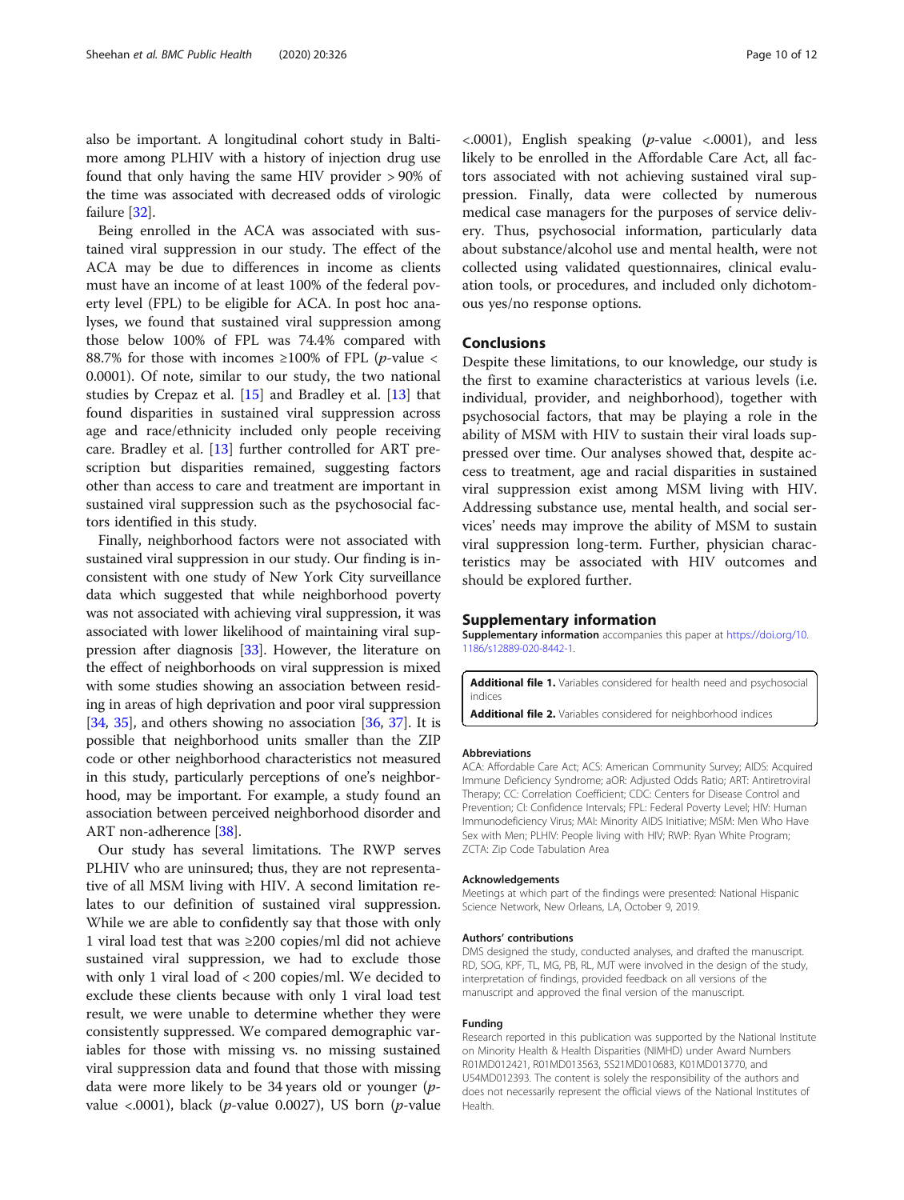also be important. A longitudinal cohort study in Baltimore among PLHIV with a history of injection drug use found that only having the same HIV provider > 90% of the time was associated with decreased odds of virologic failure [32].

Being enrolled in the ACA was associated with sustained viral suppression in our study. The effect of the ACA may be due to differences in income as clients must have an income of at least 100% of the federal poverty level (FPL) to be eligible for ACA. In post hoc analyses, we found that sustained viral suppression among those below 100% of FPL was 74.4% compared with 88.7% for those with incomes ≥100% of FPL ($p$-value < 0.0001). Of note, similar to our study, the two national studies by Crepaz et al. [15] and Bradley et al. [13] that found disparities in sustained viral suppression across age and race/ethnicity included only people receiving care. Bradley et al. [13] further controlled for ART prescription but disparities remained, suggesting factors other than access to care and treatment are important in sustained viral suppression such as the psychosocial factors identified in this study.

Finally, neighborhood factors were not associated with sustained viral suppression in our study. Our finding is inconsistent with one study of New York City surveillance data which suggested that while neighborhood poverty was not associated with achieving viral suppression, it was associated with lower likelihood of maintaining viral suppression after diagnosis [33]. However, the literature on the effect of neighborhoods on viral suppression is mixed with some studies showing an association between residing in areas of high deprivation and poor viral suppression [34, 35], and others showing no association [36, 37]. It is possible that neighborhood units smaller than the ZIP code or other neighborhood characteristics not measured in this study, particularly perceptions of one's neighborhood, may be important. For example, a study found an association between perceived neighborhood disorder and ART non-adherence [38].

Our study has several limitations. The RWP serves PLHIV who are uninsured; thus, they are not representative of all MSM living with HIV. A second limitation relates to our definition of sustained viral suppression. While we are able to confidently say that those with only 1 viral load test that was ≥200 copies/ml did not achieve sustained viral suppression, we had to exclude those with only 1 viral load of < 200 copies/ml. We decided to exclude these clients because with only 1 viral load test result, we were unable to determine whether they were consistently suppressed. We compared demographic variables for those with missing vs. no missing sustained viral suppression data and found that those with missing data were more likely to be 34 years old or younger ($p$-value <.0001), black ($p$-value 0.0027), US born ($p$-value <.0001), English speaking ($p$-value <.0001), and less likely to be enrolled in the Affordable Care Act, all factors associated with not achieving sustained viral suppression. Finally, data were collected by numerous medical case managers for the purposes of service delivery. Thus, psychosocial information, particularly data about substance/alcohol use and mental health, were not collected using validated questionnaires, clinical evaluation tools, or procedures, and included only dichotomous yes/no response options.

## Conclusions

Despite these limitations, to our knowledge, our study is the first to examine characteristics at various levels (i.e. individual, provider, and neighborhood), together with psychosocial factors, that may be playing a role in the ability of MSM with HIV to sustain their viral loads suppressed over time. Our analyses showed that, despite access to treatment, age and racial disparities in sustained viral suppression exist among MSM living with HIV. Addressing substance use, mental health, and social services' needs may improve the ability of MSM to sustain viral suppression long-term. Further, physician characteristics may be associated with HIV outcomes and should be explored further.

## Supplementary information

**Supplementary information** accompanies this paper at https://doi.org/10.1186/s12889-020-8442-1.

**Additional file 1.** Variables considered for health need and psychosocial indices

**Additional file 2.** Variables considered for neighborhood indices

### Abbreviations

ACA: Affordable Care Act; ACS: American Community Survey; AIDS: Acquired Immune Deficiency Syndrome; aOR: Adjusted Odds Ratio; ART: Antiretroviral Therapy; CC: Correlation Coefficient; CDC: Centers for Disease Control and Prevention; CI: Confidence Intervals; FPL: Federal Poverty Level; HIV: Human Immunodeficiency Virus; MAI: Minority AIDS Initiative; MSM: Men Who Have Sex with Men; PLHIV: People living with HIV; RWP: Ryan White Program; ZCTA: Zip Code Tabulation Area

### Acknowledgements

Meetings at which part of the findings were presented: National Hispanic Science Network, New Orleans, LA, October 9, 2019.

### Authors' contributions

DMS designed the study, conducted analyses, and drafted the manuscript. RD, SOG, KPF, TL, MG, PB, RL, MJT were involved in the design of the study, interpretation of findings, provided feedback on all versions of the manuscript and approved the final version of the manuscript.

### Funding

Research reported in this publication was supported by the National Institute on Minority Health & Health Disparities (NIMHD) under Award Numbers R01MD012421, R01MD013563, 5S21MD010683, K01MD013770, and U54MD012393. The content is solely the responsibility of the authors and does not necessarily represent the official views of the National Institutes of Health.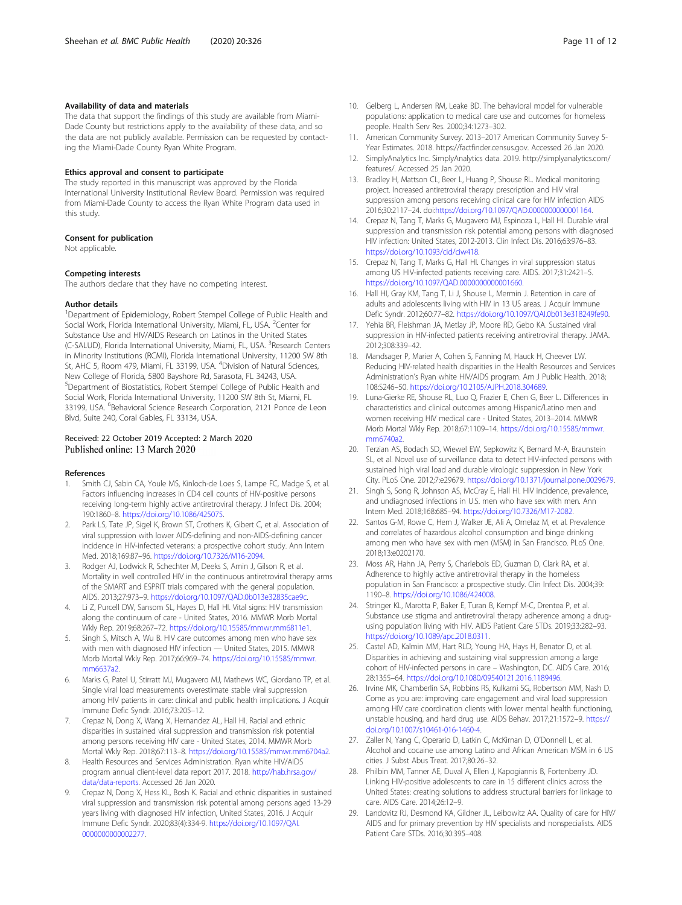### Availability of data and materials

The data that support the findings of this study are available from Miami-Dade County but restrictions apply to the availability of these data, and so the data are not publicly available. Permission can be requested by contacting the Miami-Dade County Ryan White Program.

### Ethics approval and consent to participate

The study reported in this manuscript was approved by the Florida International University Institutional Review Board. Permission was required from Miami-Dade County to access the Ryan White Program data used in this study.

### Consent for publication

Not applicable.

### Competing interests

The authors declare that they have no competing interest.

### Author details

[1]Department of Epidemiology, Robert Stempel College of Public Health and Social Work, Florida International University, Miami, FL, USA. [2]Center for Substance Use and HIV/AIDS Research on Latinos in the United States (C-SALUD), Florida International University, Miami, FL, USA. [3]Research Centers in Minority Institutions (RCMI), Florida International University, 11200 SW 8th St, AHC 5, Room 479, Miami, FL 33199, USA. [4]Division of Natural Sciences, New College of Florida, 5800 Bayshore Rd, Sarasota, FL 34243, USA. [5]Department of Biostatistics, Robert Stempel College of Public Health and Social Work, Florida International University, 11200 SW 8th St, Miami, FL 33199, USA. [6]Behavioral Science Research Corporation, 2121 Ponce de Leon Blvd, Suite 240, Coral Gables, FL 33134, USA.

Received: 22 October 2019 Accepted: 2 March 2020
Published online: 13 March 2020

### References

1. Smith CJ, Sabin CA, Youle MS, Kinloch-de Loes S, Lampe FC, Madge S, et al. Factors influencing increases in CD4 cell counts of HIV-positive persons receiving long-term highly active antiretroviral therapy. J Infect Dis. 2004; 190:1860–8. https://doi.org/10.1086/425075.
2. Park LS, Tate JP, Sigel K, Brown ST, Crothers K, Gibert C, et al. Association of viral suppression with lower AIDS-defining and non-AIDS-defining cancer incidence in HIV-infected veterans: a prospective cohort study. Ann Intern Med. 2018;169:87–96. https://doi.org/10.7326/M16-2094.
3. Rodger AJ, Lodwick R, Schechter M, Deeks S, Amin J, Gilson R, et al. Mortality in well controlled HIV in the continuous antiretroviral therapy arms of the SMART and ESPRIT trials compared with the general population. AIDS. 2013;27:973–9. https://doi.org/10.1097/QAD.0b013e32835cae9c.
4. Li Z, Purcell DW, Sansom SL, Hayes D, Hall HI. Vital signs: HIV transmission along the continuum of care - United States, 2016. MMWR Morb Mortal Wkly Rep. 2019;68:267–72. https://doi.org/10.15585/mmwr.mm6811e1.
5. Singh S, Mitsch A, Wu B. HIV care outcomes among men who have sex with men with diagnosed HIV infection — United States, 2015. MMWR Morb Mortal Wkly Rep. 2017;66:969–74. https://doi.org/10.15585/mmwr.mm6637a2.
6. Marks G, Patel U, Stirratt MJ, Mugavero MJ, Mathews WC, Giordano TP, et al. Single viral load measurements overestimate stable viral suppression among HIV patients in care: clinical and public health implications. J Acquir Immune Defic Syndr. 2016;73:205–12.
7. Crepaz N, Dong X, Wang X, Hernandez AL, Hall HI. Racial and ethnic disparities in sustained viral suppression and transmission risk potential among persons receiving HIV care - United States, 2014. MMWR Morb Mortal Wkly Rep. 2018;67:113–8. https://doi.org/10.15585/mmwr.mm6704a2.
8. Health Resources and Services Administration. Ryan white HIV/AIDS program annual client-level data report 2017. 2018. http://hab.hrsa.gov/data/data-reports. Accessed 26 Jan 2020.
9. Crepaz N, Dong X, Hess KL, Bosh K. Racial and ethnic disparities in sustained viral suppression and transmission risk potential among persons aged 13-29 years living with diagnosed HIV infection, United States, 2016. J Acquir Immune Defic Syndr. 2020;83(4):334-9. https://doi.org/10.1097/QAI.0000000000002277.
10. Gelberg L, Andersen RM, Leake BD. The behavioral model for vulnerable populations: application to medical care use and outcomes for homeless people. Health Serv Res. 2000;34:1273–302.
11. American Community Survey. 2013–2017 American Community Survey 5-Year Estimates. 2018. https://factfinder.census.gov. Accessed 26 Jan 2020.
12. SimplyAnalytics Inc. SimplyAnalytics data. 2019. http://simplyanalytics.com/features/. Accessed 25 Jan 2020.
13. Bradley H, Mattson CL, Beer L, Huang P, Shouse RL. Medical monitoring project. Increased antiretroviral therapy prescription and HIV viral suppression among persons receiving clinical care for HIV infection AIDS 2016;30:2117–24. doi:https://doi.org/10.1097/QAD.0000000000001164.
14. Crepaz N, Tang T, Marks G, Mugavero MJ, Espinoza L, Hall HI. Durable viral suppression and transmission risk potential among persons with diagnosed HIV infection: United States, 2012-2013. Clin Infect Dis. 2016;63:976–83. https://doi.org/10.1093/cid/ciw418.
15. Crepaz N, Tang T, Marks G, Hall HI. Changes in viral suppression status among US HIV-infected patients receiving care. AIDS. 2017;31:2421–5. https://doi.org/10.1097/QAD.0000000000001660.
16. Hall HI, Gray KM, Tang T, Li J, Shouse L, Mermin J. Retention in care of adults and adolescents living with HIV in 13 US areas. J Acquir Immune Defic Syndr. 2012;60:77–82. https://doi.org/10.1097/QAI.0b013e318249fe90.
17. Yehia BR, Fleishman JA, Metlay JP, Moore RD, Gebo KA. Sustained viral suppression in HIV-infected patients receiving antiretroviral therapy. JAMA. 2012;308:339–42.
18. Mandsager P, Marier A, Cohen S, Fanning M, Hauck H, Cheever LW. Reducing HIV-related health disparities in the Health Resources and Services Administration's Ryan white HIV/AIDS program. Am J Public Health. 2018; 108:S246–50. https://doi.org/10.2105/AJPH.2018.304689.
19. Luna-Gierke RE, Shouse RL, Luo Q, Frazier E, Chen G, Beer L. Differences in characteristics and clinical outcomes among Hispanic/Latino men and women receiving HIV medical care - United States, 2013–2014. MMWR Morb Mortal Wkly Rep. 2018;67:1109–14. https://doi.org/10.15585/mmwr.mm6740a2.
20. Terzian AS, Bodach SD, Wiewel EW, Sepkowitz K, Bernard M-A, Braunstein SL, et al. Novel use of surveillance data to detect HIV-infected persons with sustained high viral load and durable virologic suppression in New York City. PLoS One. 2012;7:e29679. https://doi.org/10.1371/journal.pone.0029679.
21. Singh S, Song R, Johnson AS, McCray E, Hall HI. HIV incidence, prevalence, and undiagnosed infections in U.S. men who have sex with men. Ann Intern Med. 2018;168:685–94. https://doi.org/10.7326/M17-2082.
22. Santos G-M, Rowe C, Hern J, Walker JE, Ali A, Ornelaz M, et al. Prevalence and correlates of hazardous alcohol consumption and binge drinking among men who have sex with men (MSM) in San Francisco. PLoS One. 2018;13:e0202170.
23. Moss AR, Hahn JA, Perry S, Charlebois ED, Guzman D, Clark RA, et al. Adherence to highly active antiretroviral therapy in the homeless population in San Francisco: a prospective study. Clin Infect Dis. 2004;39: 1190–8. https://doi.org/10.1086/424008.
24. Stringer KL, Marotta P, Baker E, Turan B, Kempf M-C, Drentea P, et al. Substance use stigma and antiretroviral therapy adherence among a drug-using population living with HIV. AIDS Patient Care STDs. 2019;33:282–93. https://doi.org/10.1089/apc.2018.0311.
25. Castel AD, Kalmin MM, Hart RLD, Young HA, Hays H, Benator D, et al. Disparities in achieving and sustaining viral suppression among a large cohort of HIV-infected persons in care – Washington, DC. AIDS Care. 2016; 28:1355–64. https://doi.org/10.1080/09540121.2016.1189496.
26. Irvine MK, Chamberlin SA, Robbins RS, Kulkarni SG, Robertson MM, Nash D. Come as you are: improving care engagement and viral load suppression among HIV care coordination clients with lower mental health functioning, unstable housing, and hard drug use. AIDS Behav. 2017;21:1572–9. https://doi.org/10.1007/s10461-016-1460-4.
27. Zaller N, Yang C, Operario D, Latkin C, McKirnan D, O'Donnell L, et al. Alcohol and cocaine use among Latino and African American MSM in 6 US cities. J Subst Abus Treat. 2017;80:26–32.
28. Philbin MM, Tanner AE, Duval A, Ellen J, Kapogiannis B, Fortenberry JD. Linking HIV-positive adolescents to care in 15 different clinics across the United States: creating solutions to address structural barriers for linkage to care. AIDS Care. 2014;26:12–9.
29. Landovitz RJ, Desmond KA, Gildner JL, Leibowitz AA. Quality of care for HIV/AIDS and for primary prevention by HIV specialists and nonspecialists. AIDS Patient Care STDs. 2016;30:395–408.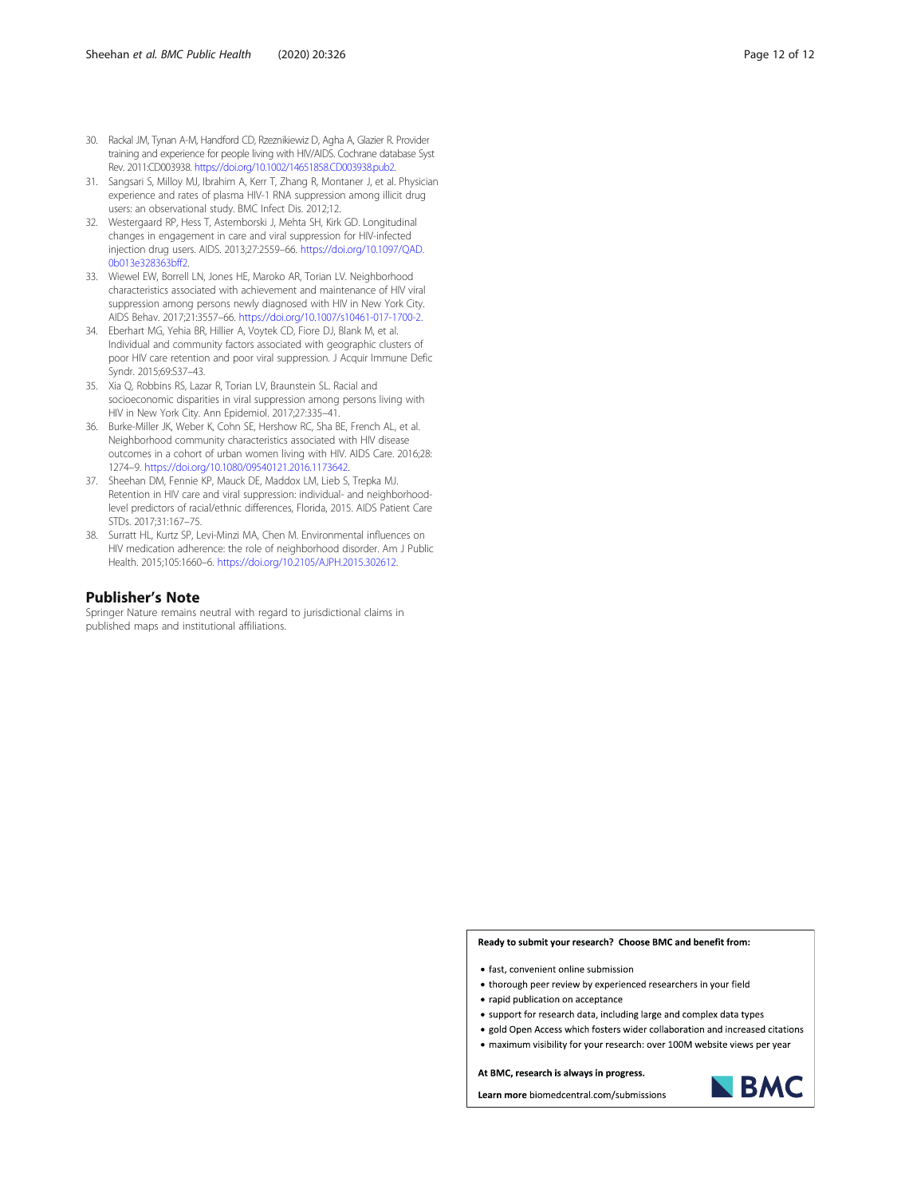30. Rackal JM, Tynan A-M, Handford CD, Rzeznikiewiz D, Agha A, Glazier R. Provider training and experience for people living with HIV/AIDS. Cochrane database Syst Rev. 2011:CD003938. https://doi.org/10.1002/14651858.CD003938.pub2.
31. Sangsari S, Milloy MJ, Ibrahim A, Kerr T, Zhang R, Montaner J, et al. Physician experience and rates of plasma HIV-1 RNA suppression among illicit drug users: an observational study. BMC Infect Dis. 2012;12.
32. Westergaard RP, Hess T, Astemborski J, Mehta SH, Kirk GD. Longitudinal changes in engagement in care and viral suppression for HIV-infected injection drug users. AIDS. 2013;27:2559–66. https://doi.org/10.1097/QAD.0b013e328363bff2.
33. Wiewel EW, Borrell LN, Jones HE, Maroko AR, Torian LV. Neighborhood characteristics associated with achievement and maintenance of HIV viral suppression among persons newly diagnosed with HIV in New York City. AIDS Behav. 2017;21:3557–66. https://doi.org/10.1007/s10461-017-1700-2.
34. Eberhart MG, Yehia BR, Hillier A, Voytek CD, Fiore DJ, Blank M, et al. Individual and community factors associated with geographic clusters of poor HIV care retention and poor viral suppression. J Acquir Immune Defic Syndr. 2015;69:S37–43.
35. Xia Q, Robbins RS, Lazar R, Torian LV, Braunstein SL. Racial and socioeconomic disparities in viral suppression among persons living with HIV in New York City. Ann Epidemiol. 2017;27:335–41.
36. Burke-Miller JK, Weber K, Cohn SE, Hershow RC, Sha BE, French AL, et al. Neighborhood community characteristics associated with HIV disease outcomes in a cohort of urban women living with HIV. AIDS Care. 2016;28:1274–9. https://doi.org/10.1080/09540121.2016.1173642.
37. Sheehan DM, Fennie KP, Mauck DE, Maddox LM, Lieb S, Trepka MJ. Retention in HIV care and viral suppression: individual- and neighborhood-level predictors of racial/ethnic differences, Florida, 2015. AIDS Patient Care STDs. 2017;31:167–75.
38. Surratt HL, Kurtz SP, Levi-Minzi MA, Chen M. Environmental influences on HIV medication adherence: the role of neighborhood disorder. Am J Public Health. 2015;105:1660–6. https://doi.org/10.2105/AJPH.2015.302612.

## Publisher's Note

Springer Nature remains neutral with regard to jurisdictional claims in published maps and institutional affiliations.

**Ready to submit your research? Choose BMC and benefit from:**

- fast, convenient online submission
- thorough peer review by experienced researchers in your field
- rapid publication on acceptance
- support for research data, including large and complex data types
- gold Open Access which fosters wider collaboration and increased citations
- maximum visibility for your research: over 100M website views per year

**At BMC, research is always in progress.**

**Learn more** biomedcentral.com/submissions